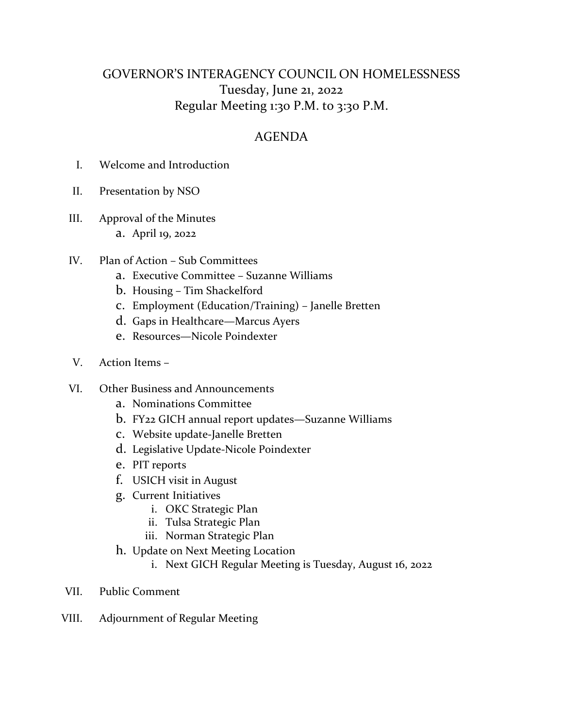# GOVERNOR'S INTERAGENCY COUNCIL ON HOMELESSNESS

Tuesday, June 21, 2022

Regular Meeting 1:30 P.M. to 3:30 P.M.

## AGENDA

I. Welcome and Introduction

II. Presentation by NSO

III. Approval of the Minutes
   a. April 19, 2022

IV. Plan of Action – Sub Committees
   a. Executive Committee – Suzanne Williams
   b. Housing – Tim Shackelford
   c. Employment (Education/Training) – Janelle Bretten
   d. Gaps in Healthcare—Marcus Ayers
   e. Resources—Nicole Poindexter

V. Action Items –

VI. Other Business and Announcements
   a. Nominations Committee
   b. FY22 GICH annual report updates—Suzanne Williams
   c. Website update-Janelle Bretten
   d. Legislative Update-Nicole Poindexter
   e. PIT reports
   f. USICH visit in August
   g. Current Initiatives
      i. OKC Strategic Plan
      ii. Tulsa Strategic Plan
      iii. Norman Strategic Plan
   h. Update on Next Meeting Location
      i. Next GICH Regular Meeting is Tuesday, August 16, 2022

VII. Public Comment

VIII. Adjournment of Regular Meeting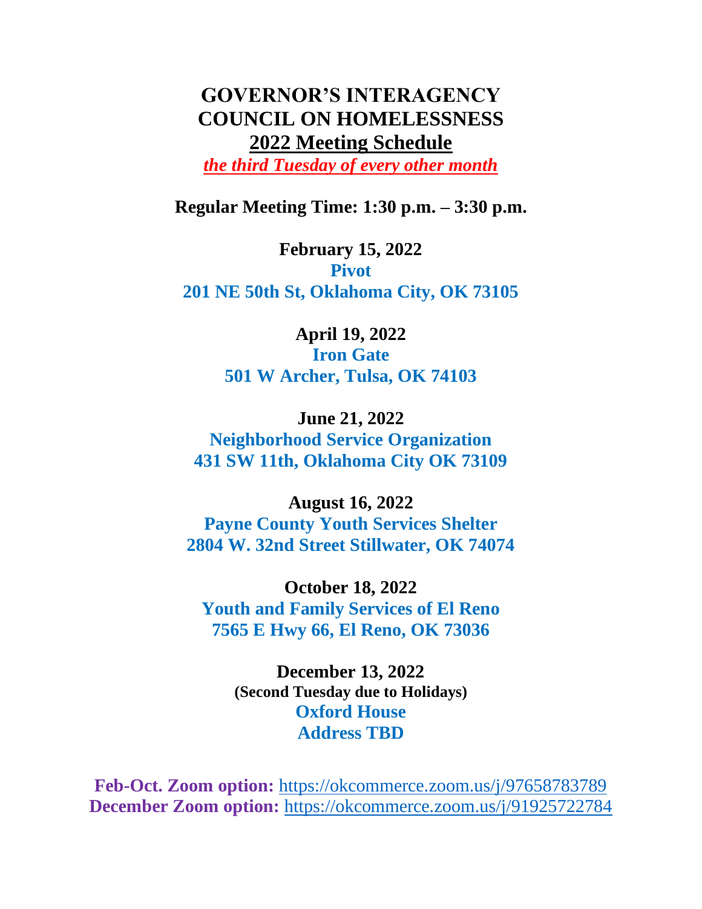# GOVERNOR'S INTERAGENCY COUNCIL ON HOMELESSNESS

## 2022 Meeting Schedule

***the third Tuesday of every other month***

**Regular Meeting Time: 1:30 p.m. – 3:30 p.m.**

**February 15, 2022**
**Pivot**
**201 NE 50th St, Oklahoma City, OK 73105**

**April 19, 2022**
**Iron Gate**
**501 W Archer, Tulsa, OK 74103**

**June 21, 2022**
**Neighborhood Service Organization**
**431 SW 11th, Oklahoma City OK 73109**

**August 16, 2022**
**Payne County Youth Services Shelter**
**2804 W. 32nd Street Stillwater, OK 74074**

**October 18, 2022**
**Youth and Family Services of El Reno**
**7565 E Hwy 66, El Reno, OK 73036**

**December 13, 2022**
**(Second Tuesday due to Holidays)**
**Oxford House**
**Address TBD**

**Feb-Oct. Zoom option:** https://okcommerce.zoom.us/j/97658783789
**December Zoom option:** https://okcommerce.zoom.us/j/91925722784